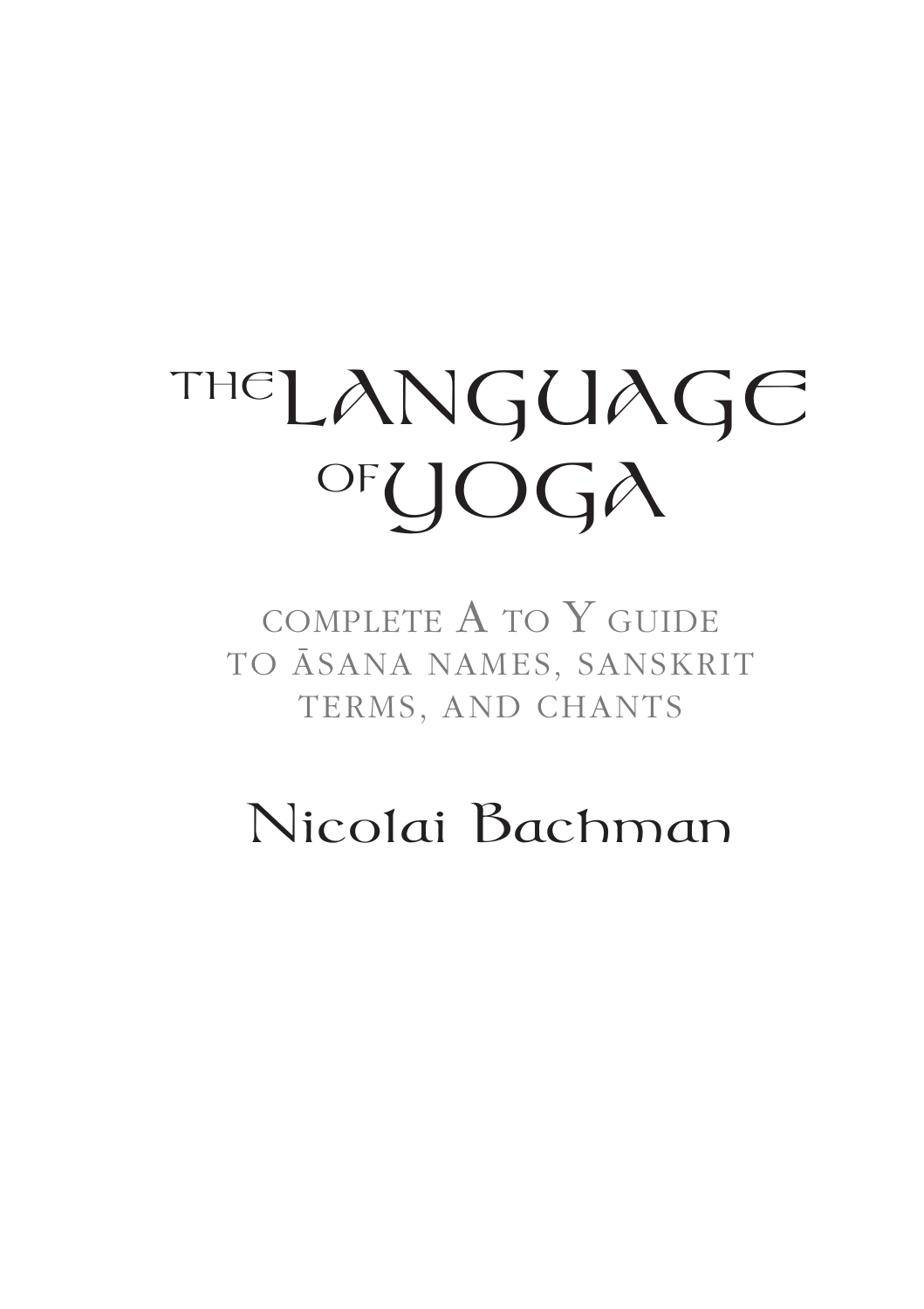# The Language of Yoga

Complete A to Y Guide to Āsana Names, Sanskrit Terms, and Chants

Nicolai Bachman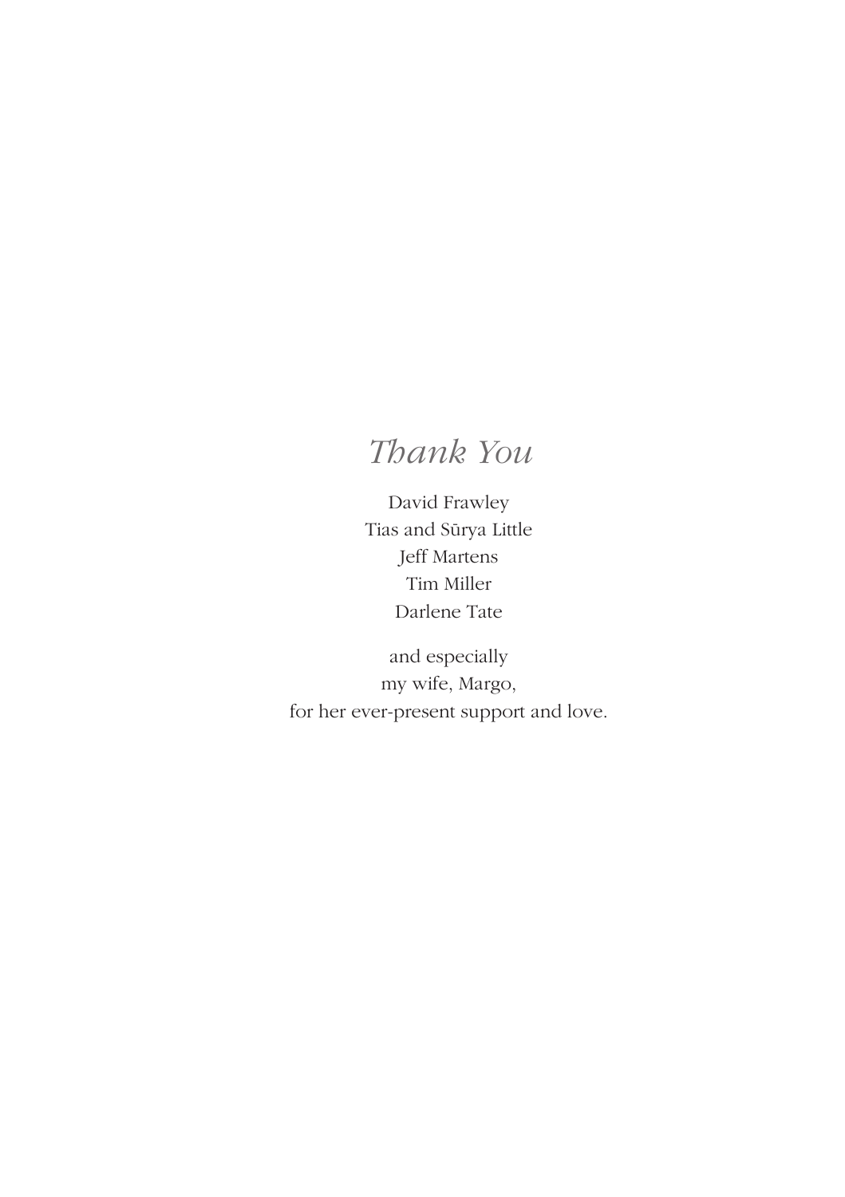# *Thank You*

David Frawley
Tias and Sūrya Little
Jeff Martens
Tim Miller
Darlene Tate

and especially
my wife, Margo,
for her ever-present support and love.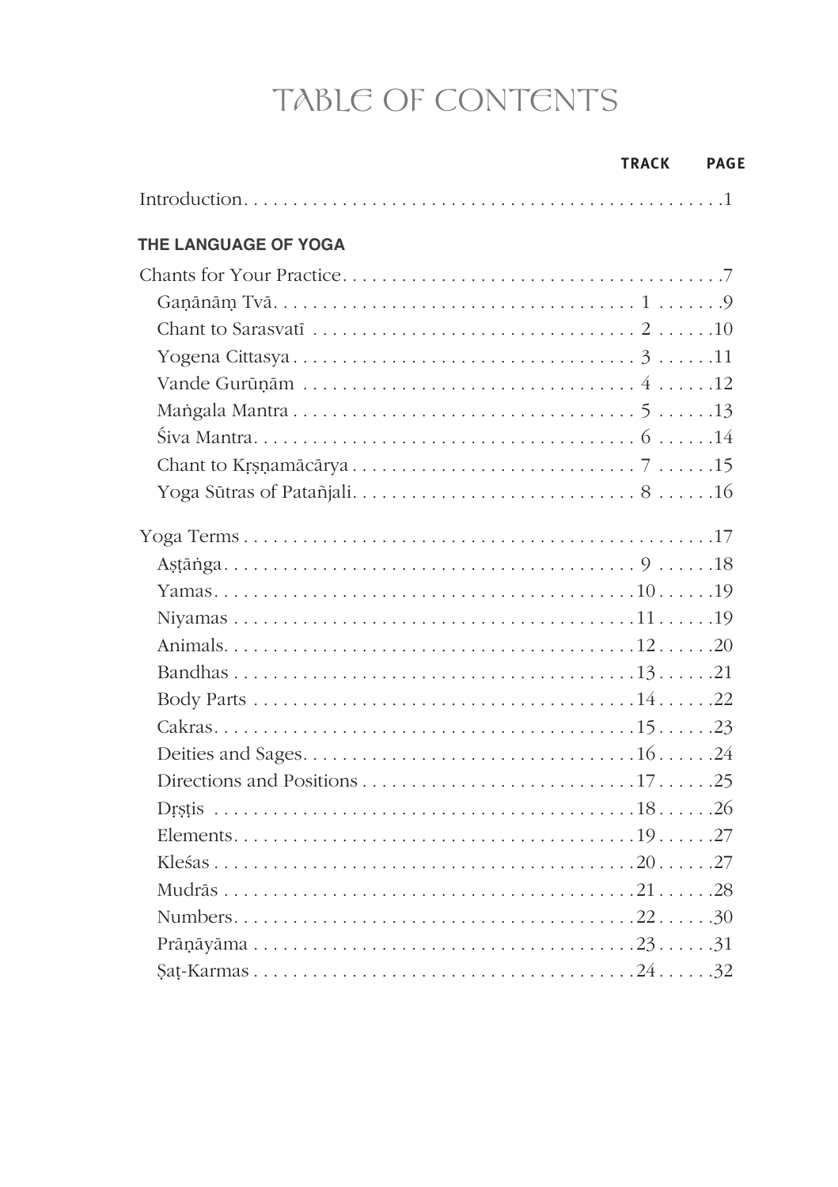# TABLE OF CONTENTS

| | TRACK | PAGE |
|---|---|---|
| Introduction | | 1 |
| **THE LANGUAGE OF YOGA** | | |
| Chants for Your Practice | | 7 |
| Gaṇānāṃ Tvā | 1 | 9 |
| Chant to Sarasvatī | 2 | 10 |
| Yogena Cittasya | 3 | 11 |
| Vande Gurūṇām | 4 | 12 |
| Maṅgala Mantra | 5 | 13 |
| Śiva Mantra | 6 | 14 |
| Chant to Kṛṣṇamācārya | 7 | 15 |
| Yoga Sūtras of Patañjali | 8 | 16 |
| Yoga Terms | | 17 |
| Aṣṭāṅga | 9 | 18 |
| Yamas | 10 | 19 |
| Niyamas | 11 | 19 |
| Animals | 12 | 20 |
| Bandhas | 13 | 21 |
| Body Parts | 14 | 22 |
| Cakras | 15 | 23 |
| Deities and Sages | 16 | 24 |
| Directions and Positions | 17 | 25 |
| Dṛṣṭis | 18 | 26 |
| Elements | 19 | 27 |
| Kleśas | 20 | 27 |
| Mudrās | 21 | 28 |
| Numbers | 22 | 30 |
| Prāṇāyāma | 23 | 31 |
| Ṣaṭ-Karmas | 24 | 32 |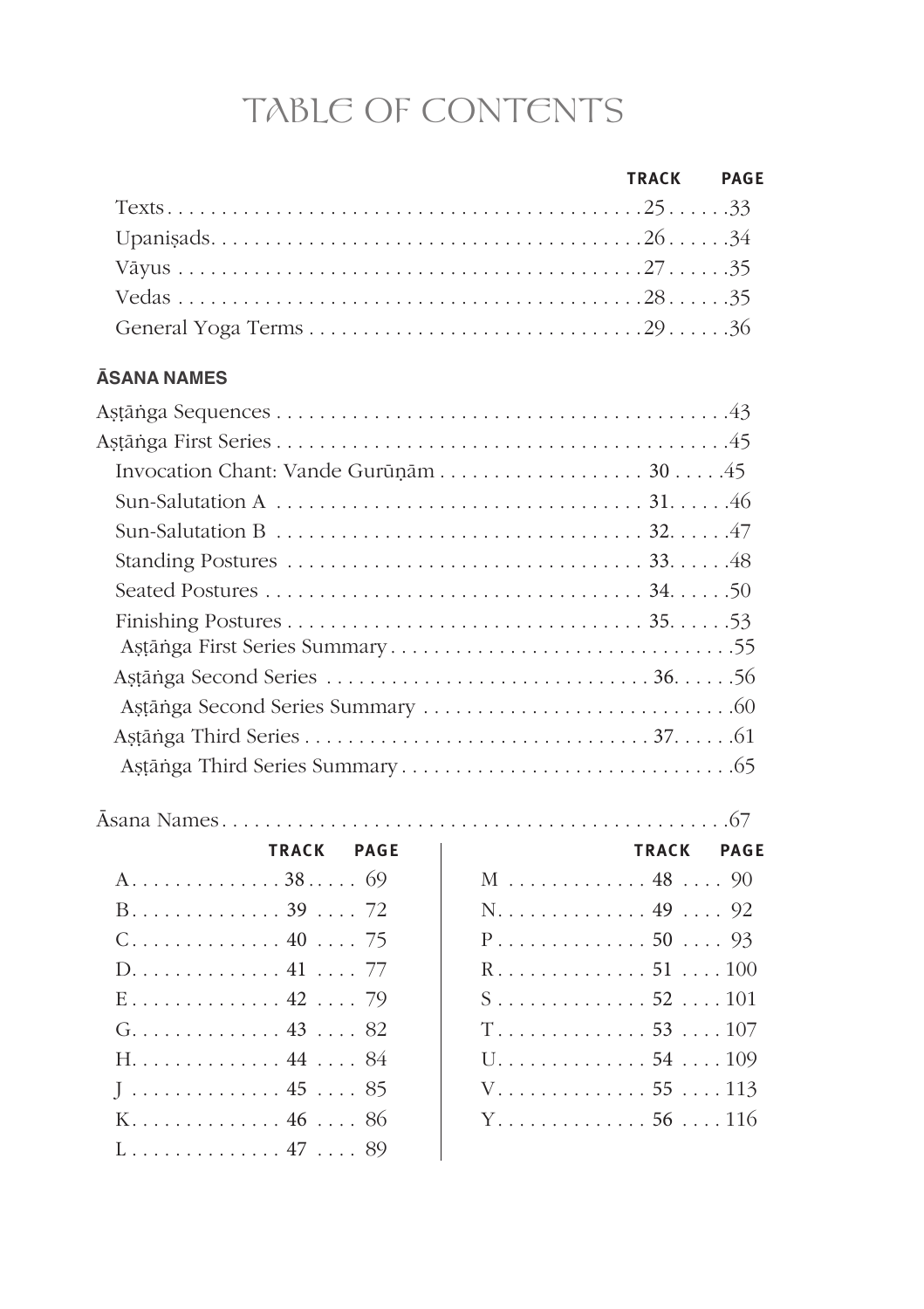# TABLE OF CONTENTS

| | TRACK | PAGE |
|---|---|---|
| Texts | 25 | 33 |
| Upaniṣads | 26 | 34 |
| Vāyus | 27 | 35 |
| Vedas | 28 | 35 |
| General Yoga Terms | 29 | 36 |

## ĀSANA NAMES

| | TRACK | PAGE |
|---|---|---|
| Aṣṭāṅga Sequences | | 43 |
| Aṣṭāṅga First Series | | 45 |
| Invocation Chant: Vande Gurūṇām | 30 | 45 |
| Sun-Salutation A | 31 | 46 |
| Sun-Salutation B | 32 | 47 |
| Standing Postures | 33 | 48 |
| Seated Postures | 34 | 50 |
| Finishing Postures | 35 | 53 |
| Aṣṭāṅga First Series Summary | | 55 |
| Aṣṭāṅga Second Series | 36 | 56 |
| Aṣṭāṅga Second Series Summary | | 60 |
| Aṣṭāṅga Third Series | 37 | 61 |
| Aṣṭāṅga Third Series Summary | | 65 |

Āsana Names . . . . . 67

| | TRACK | PAGE |
|---|---|---|
| A | 38 | 69 |
| B | 39 | 72 |
| C | 40 | 75 |
| D | 41 | 77 |
| E | 42 | 79 |
| G | 43 | 82 |
| H | 44 | 84 |
| J | 45 | 85 |
| K | 46 | 86 |
| L | 47 | 89 |
| M | 48 | 90 |
| N | 49 | 92 |
| P | 50 | 93 |
| R | 51 | 100 |
| S | 52 | 101 |
| T | 53 | 107 |
| U | 54 | 109 |
| V | 55 | 113 |
| Y | 56 | 116 |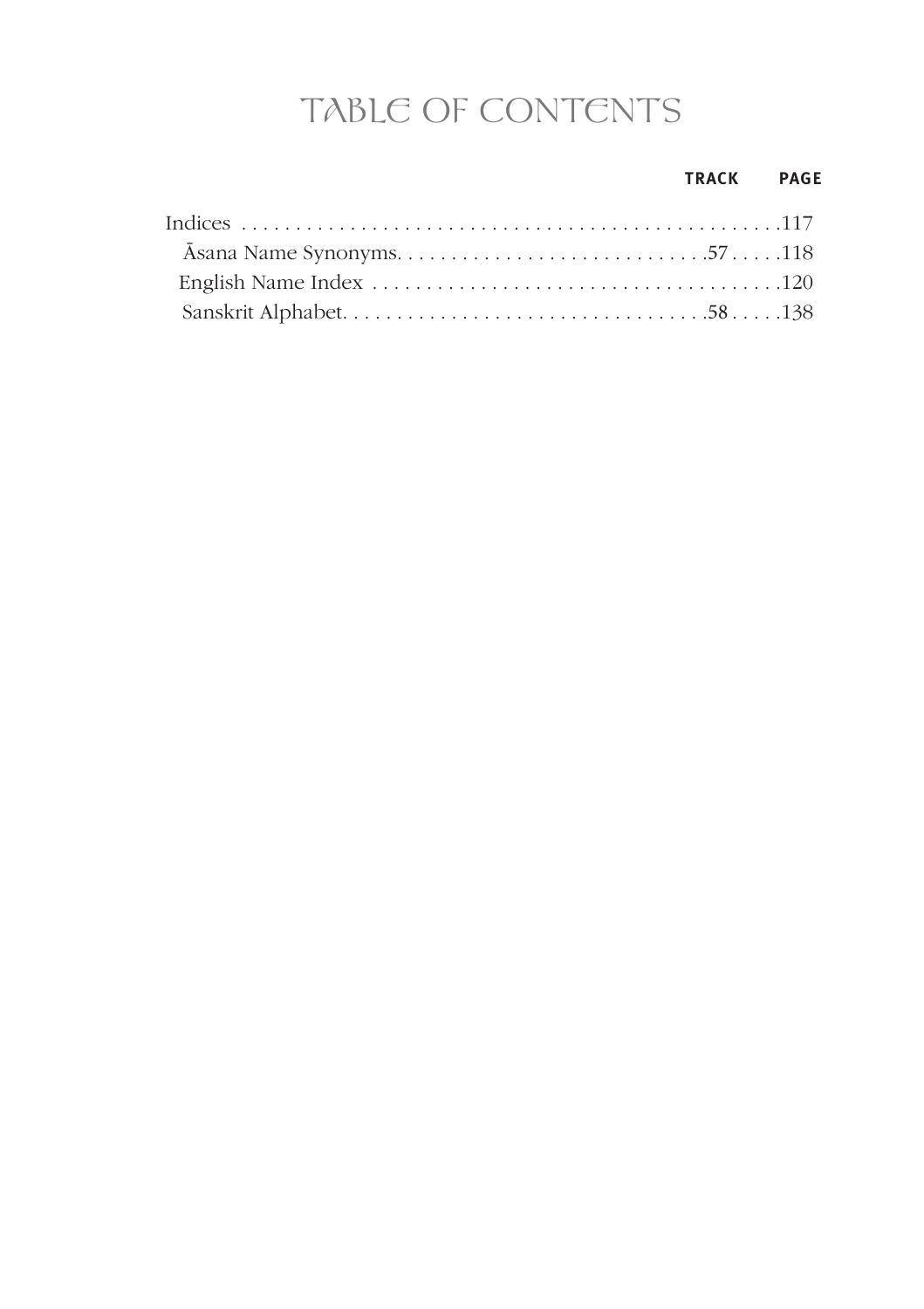# TABLE OF CONTENTS

| | TRACK | PAGE |
|---|---|---|
| Indices | | 117 |
| Āsana Name Synonyms | 57 | 118 |
| English Name Index | | 120 |
| Sanskrit Alphabet | 58 | 138 |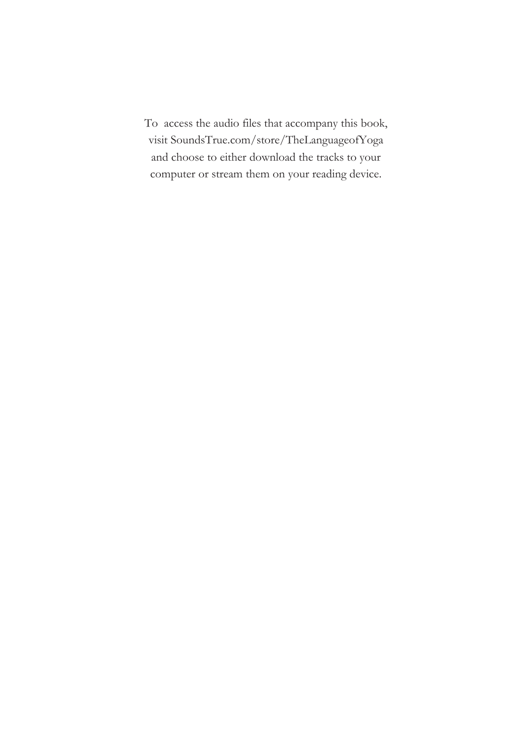To access the audio files that accompany this book, visit SoundsTrue.com/store/TheLanguageofYoga and choose to either download the tracks to your computer or stream them on your reading device.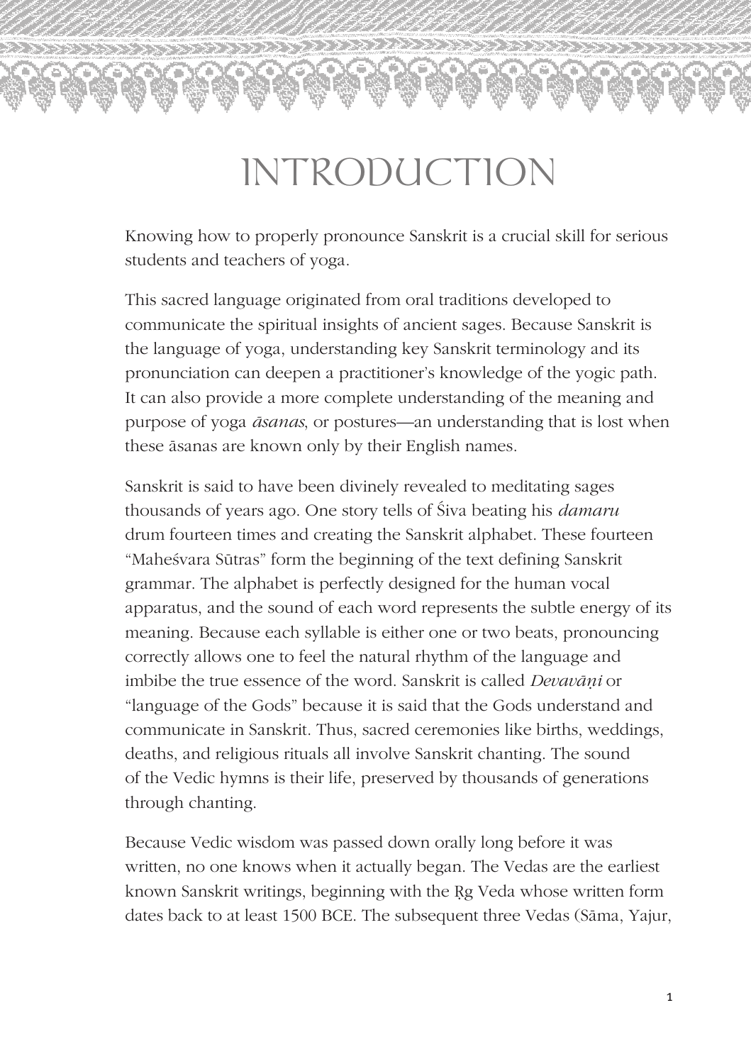# INTRODUCTION

Knowing how to properly pronounce Sanskrit is a crucial skill for serious students and teachers of yoga.

This sacred language originated from oral traditions developed to communicate the spiritual insights of ancient sages. Because Sanskrit is the language of yoga, understanding key Sanskrit terminology and its pronunciation can deepen a practitioner's knowledge of the yogic path. It can also provide a more complete understanding of the meaning and purpose of yoga *āsanas*, or postures—an understanding that is lost when these āsanas are known only by their English names.

Sanskrit is said to have been divinely revealed to meditating sages thousands of years ago. One story tells of Śiva beating his *damaru* drum fourteen times and creating the Sanskrit alphabet. These fourteen "Maheśvara Sūtras" form the beginning of the text defining Sanskrit grammar. The alphabet is perfectly designed for the human vocal apparatus, and the sound of each word represents the subtle energy of its meaning. Because each syllable is either one or two beats, pronouncing correctly allows one to feel the natural rhythm of the language and imbibe the true essence of the word. Sanskrit is called *Devavāṇi* or "language of the Gods" because it is said that the Gods understand and communicate in Sanskrit. Thus, sacred ceremonies like births, weddings, deaths, and religious rituals all involve Sanskrit chanting. The sound of the Vedic hymns is their life, preserved by thousands of generations through chanting.

Because Vedic wisdom was passed down orally long before it was written, no one knows when it actually began. The Vedas are the earliest known Sanskrit writings, beginning with the Ṛg Veda whose written form dates back to at least 1500 BCE. The subsequent three Vedas (Sāma, Yajur,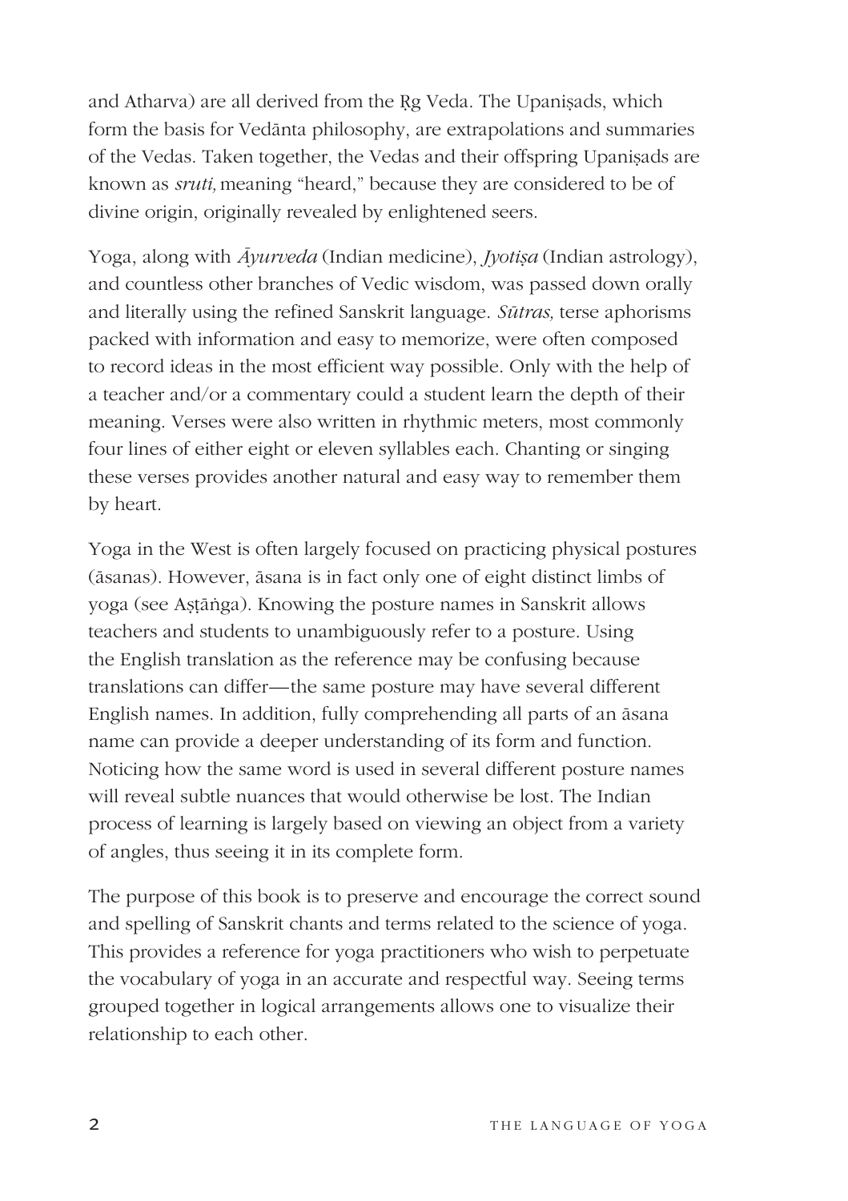and Atharva) are all derived from the Ṛg Veda. The Upaniṣads, which form the basis for Vedānta philosophy, are extrapolations and summaries of the Vedas. Taken together, the Vedas and their offspring Upaniṣads are known as *sruti,* meaning "heard," because they are considered to be of divine origin, originally revealed by enlightened seers.

Yoga, along with *Āyurveda* (Indian medicine), *Jyotiṣa* (Indian astrology), and countless other branches of Vedic wisdom, was passed down orally and literally using the refined Sanskrit language. *Sūtras,* terse aphorisms packed with information and easy to memorize, were often composed to record ideas in the most efficient way possible. Only with the help of a teacher and/or a commentary could a student learn the depth of their meaning. Verses were also written in rhythmic meters, most commonly four lines of either eight or eleven syllables each. Chanting or singing these verses provides another natural and easy way to remember them by heart.

Yoga in the West is often largely focused on practicing physical postures (āsanas). However, āsana is in fact only one of eight distinct limbs of yoga (see Aṣṭāṅga). Knowing the posture names in Sanskrit allows teachers and students to unambiguously refer to a posture. Using the English translation as the reference may be confusing because translations can differ—the same posture may have several different English names. In addition, fully comprehending all parts of an āsana name can provide a deeper understanding of its form and function. Noticing how the same word is used in several different posture names will reveal subtle nuances that would otherwise be lost. The Indian process of learning is largely based on viewing an object from a variety of angles, thus seeing it in its complete form.

The purpose of this book is to preserve and encourage the correct sound and spelling of Sanskrit chants and terms related to the science of yoga. This provides a reference for yoga practitioners who wish to perpetuate the vocabulary of yoga in an accurate and respectful way. Seeing terms grouped together in logical arrangements allows one to visualize their relationship to each other.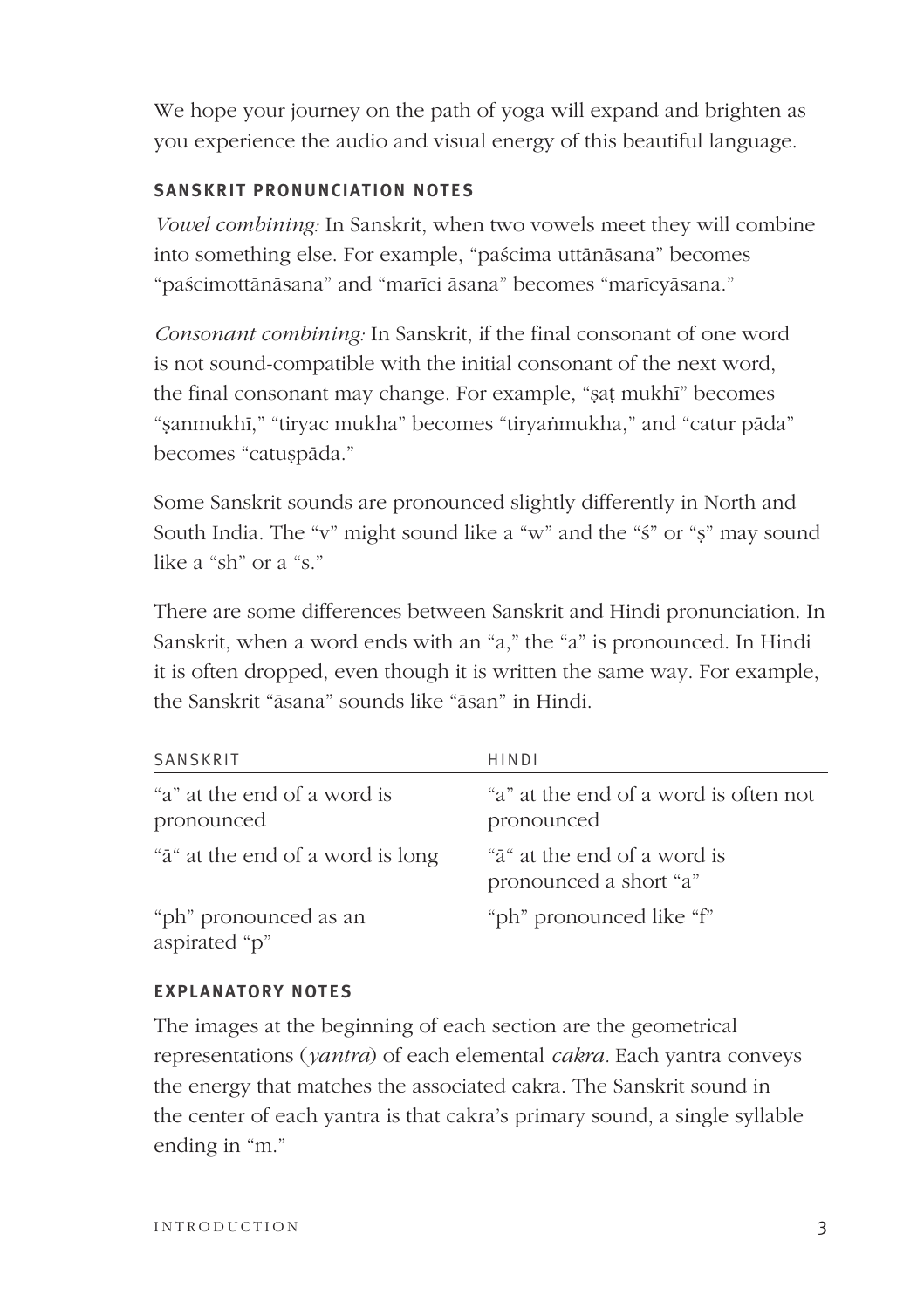We hope your journey on the path of yoga will expand and brighten as you experience the audio and visual energy of this beautiful language.

### SANSKRIT PRONUNCIATION NOTES

*Vowel combining:* In Sanskrit, when two vowels meet they will combine into something else. For example, "paścima uttānāsana" becomes "paścimottānāsana" and "marīci āsana" becomes "marīcyāsana."

*Consonant combining:* In Sanskrit, if the final consonant of one word is not sound-compatible with the initial consonant of the next word, the final consonant may change. For example, "ṣaṭ mukhī" becomes "ṣanmukhī," "tiryac mukha" becomes "tiryaṅmukha," and "catur pāda" becomes "catuṣpāda."

Some Sanskrit sounds are pronounced slightly differently in North and South India. The "v" might sound like a "w" and the "ś" or "ṣ" may sound like a "sh" or a "s."

There are some differences between Sanskrit and Hindi pronunciation. In Sanskrit, when a word ends with an "a," the "a" is pronounced. In Hindi it is often dropped, even though it is written the same way. For example, the Sanskrit "āsana" sounds like "āsan" in Hindi.

| SANSKRIT | HINDI |
|---|---|
| "a" at the end of a word is pronounced | "a" at the end of a word is often not pronounced |
| "ā" at the end of a word is long | "ā" at the end of a word is pronounced a short "a" |
| "ph" pronounced as an aspirated "p" | "ph" pronounced like "f" |

### EXPLANATORY NOTES

The images at the beginning of each section are the geometrical representations (*yantra*) of each elemental *cakra*. Each yantra conveys the energy that matches the associated cakra. The Sanskrit sound in the center of each yantra is that cakra's primary sound, a single syllable ending in "m."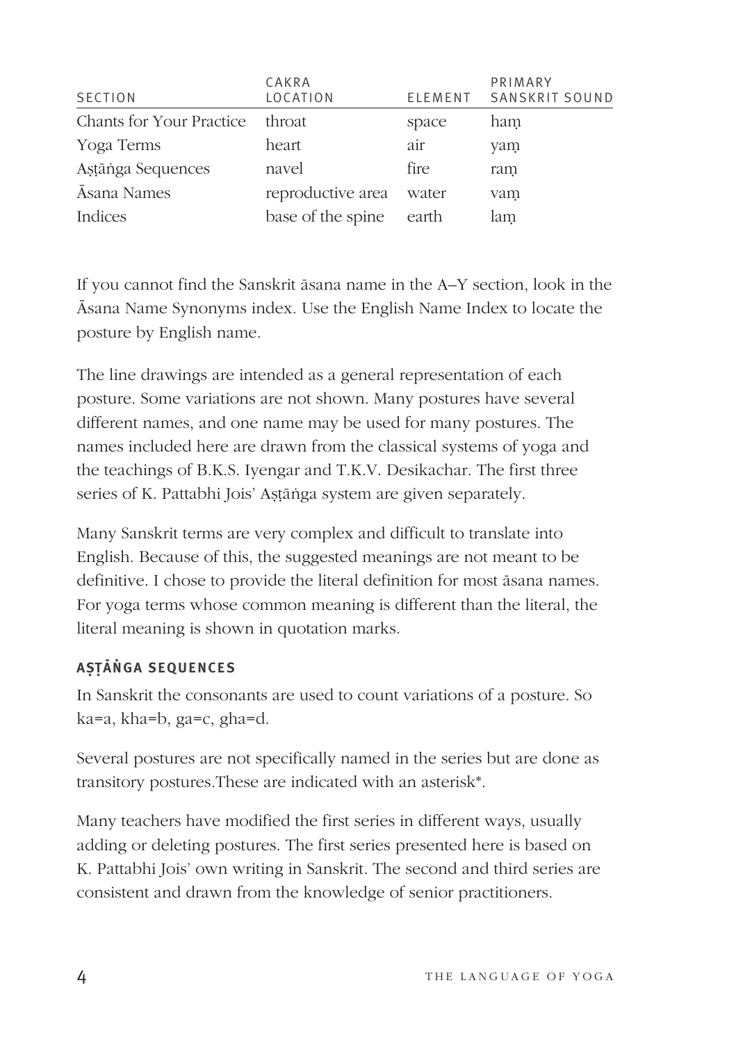| SECTION | CAKRA LOCATION | ELEMENT | PRIMARY SANSKRIT SOUND |
|---|---|---|---|
| Chants for Your Practice | throat | space | haṃ |
| Yoga Terms | heart | air | yaṃ |
| Aṣṭāṅga Sequences | navel | fire | raṃ |
| Āsana Names | reproductive area | water | vaṃ |
| Indices | base of the spine | earth | laṃ |

If you cannot find the Sanskrit āsana name in the A–Y section, look in the Āsana Name Synonyms index. Use the English Name Index to locate the posture by English name.

The line drawings are intended as a general representation of each posture. Some variations are not shown. Many postures have several different names, and one name may be used for many postures. The names included here are drawn from the classical systems of yoga and the teachings of B.K.S. Iyengar and T.K.V. Desikachar. The first three series of K. Pattabhi Jois' Aṣṭāṅga system are given separately.

Many Sanskrit terms are very complex and difficult to translate into English. Because of this, the suggested meanings are not meant to be definitive. I chose to provide the literal definition for most āsana names. For yoga terms whose common meaning is different than the literal, the literal meaning is shown in quotation marks.

### AṢṬĀṄGA SEQUENCES

In Sanskrit the consonants are used to count variations of a posture. So ka=a, kha=b, ga=c, gha=d.

Several postures are not specifically named in the series but are done as transitory postures.These are indicated with an asterisk*.

Many teachers have modified the first series in different ways, usually adding or deleting postures. The first series presented here is based on K. Pattabhi Jois' own writing in Sanskrit. The second and third series are consistent and drawn from the knowledge of senior practitioners.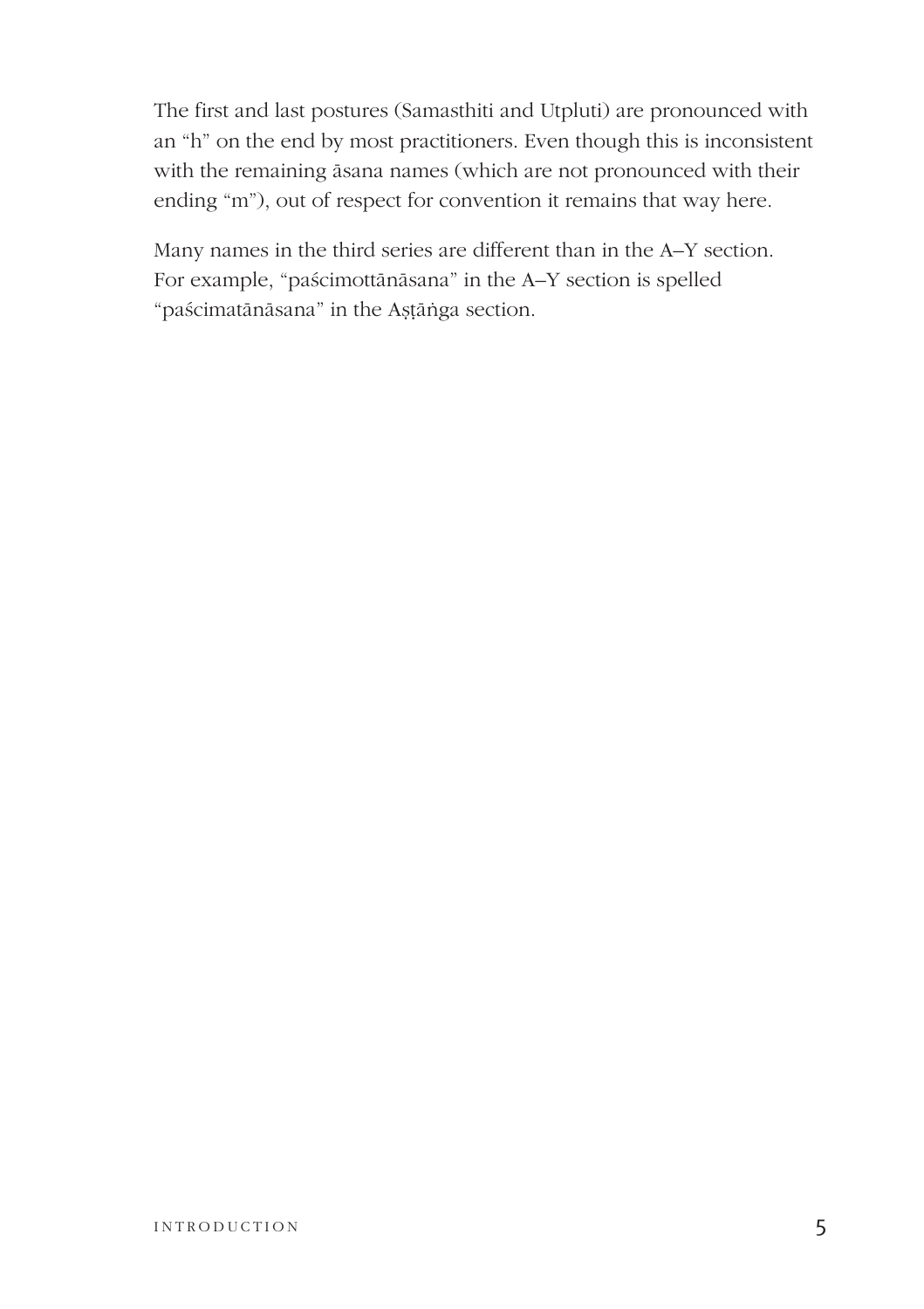The first and last postures (Samasthiti and Utpluti) are pronounced with an "h" on the end by most practitioners. Even though this is inconsistent with the remaining āsana names (which are not pronounced with their ending "m"), out of respect for convention it remains that way here.

Many names in the third series are different than in the A–Y section. For example, "paścimottānāsana" in the A–Y section is spelled "paścimatānāsana" in the Aṣṭāṅga section.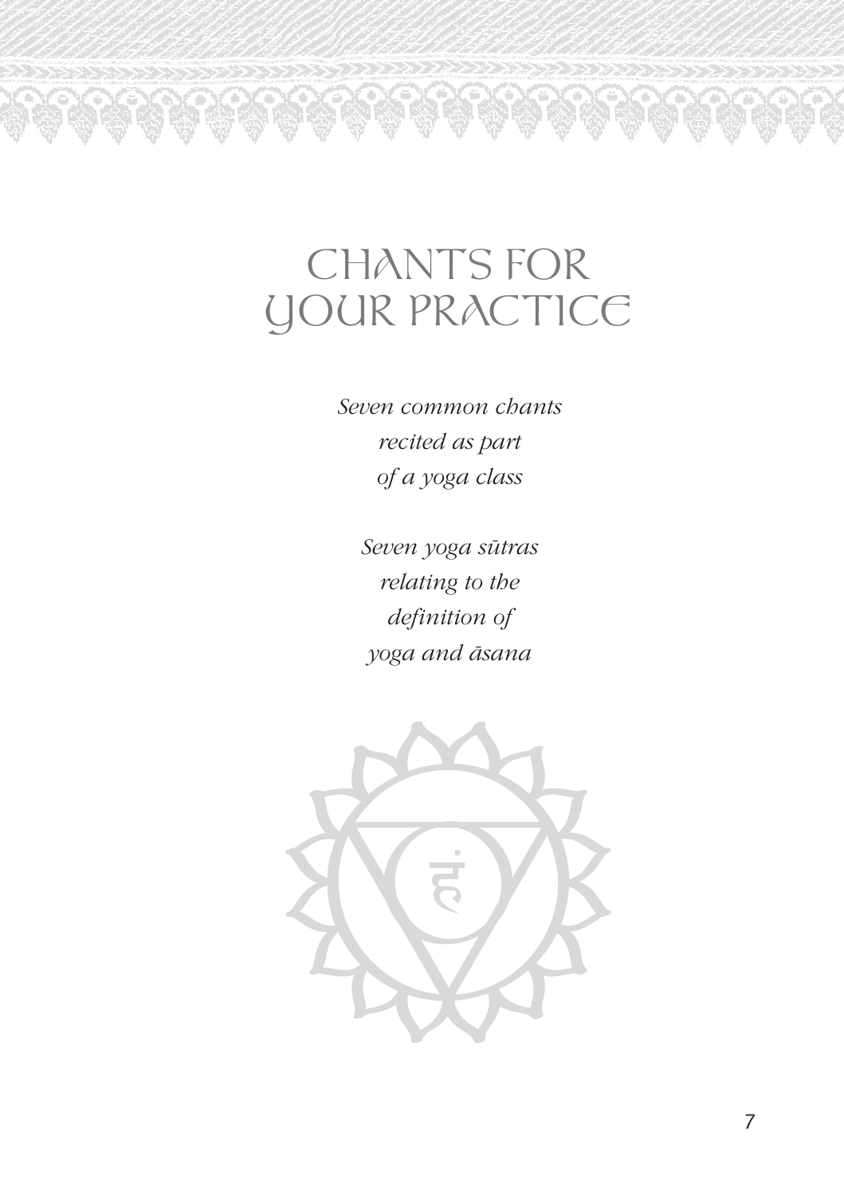# CHANTS FOR YOUR PRACTICE

*Seven common chants recited as part of a yoga class*

*Seven yoga sūtras relating to the definition of yoga and āsana*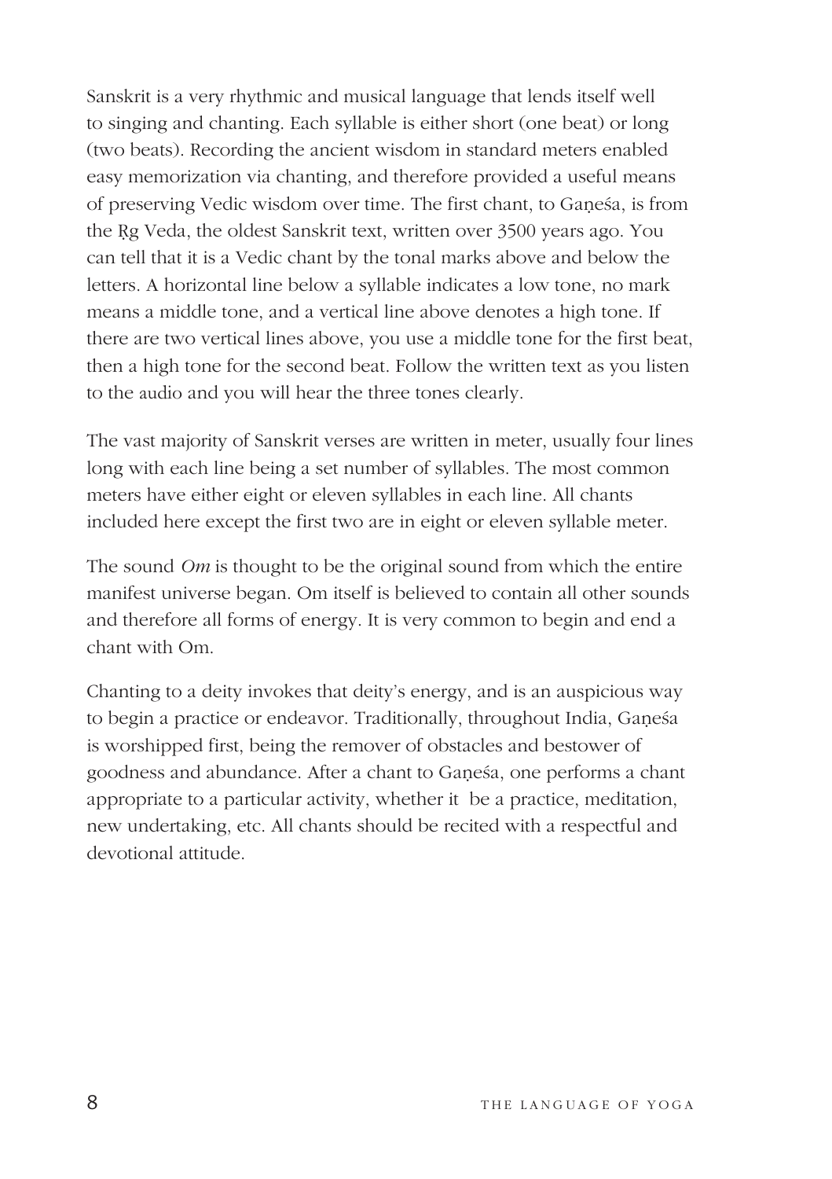Sanskrit is a very rhythmic and musical language that lends itself well to singing and chanting. Each syllable is either short (one beat) or long (two beats). Recording the ancient wisdom in standard meters enabled easy memorization via chanting, and therefore provided a useful means of preserving Vedic wisdom over time. The first chant, to Gaṇeśa, is from the Ṛg Veda, the oldest Sanskrit text, written over 3500 years ago. You can tell that it is a Vedic chant by the tonal marks above and below the letters. A horizontal line below a syllable indicates a low tone, no mark means a middle tone, and a vertical line above denotes a high tone. If there are two vertical lines above, you use a middle tone for the first beat, then a high tone for the second beat. Follow the written text as you listen to the audio and you will hear the three tones clearly.

The vast majority of Sanskrit verses are written in meter, usually four lines long with each line being a set number of syllables. The most common meters have either eight or eleven syllables in each line. All chants included here except the first two are in eight or eleven syllable meter.

The sound *Om* is thought to be the original sound from which the entire manifest universe began. Om itself is believed to contain all other sounds and therefore all forms of energy. It is very common to begin and end a chant with Om.

Chanting to a deity invokes that deity's energy, and is an auspicious way to begin a practice or endeavor. Traditionally, throughout India, Gaṇeśa is worshipped first, being the remover of obstacles and bestower of goodness and abundance. After a chant to Gaṇeśa, one performs a chant appropriate to a particular activity, whether it be a practice, meditation, new undertaking, etc. All chants should be recited with a respectful and devotional attitude.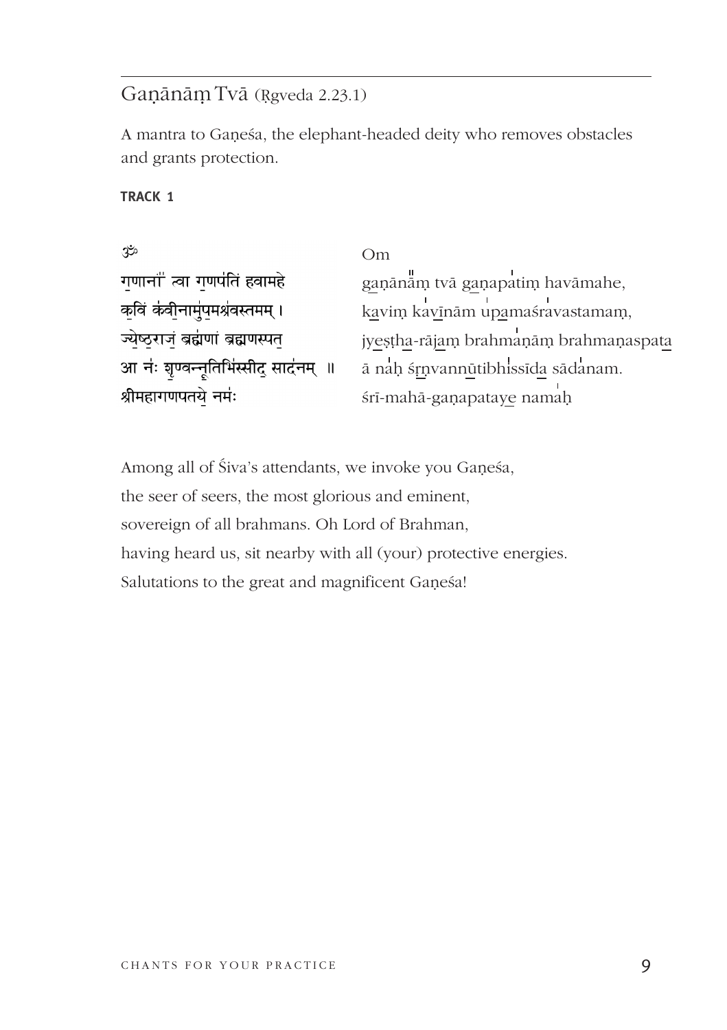## Gaṇānāṃ Tvā (Ṛgveda 2.23.1)

A mantra to Gaṇeśa, the elephant-headed deity who removes obstacles and grants protection.

**TRACK 1**

| | |
|---|---|
| ॐ | Om |
| ग॒णानां॑ त्वा ग॒णप॑तिं हवामहे | ga̠ṇānā̎ṃ tvā ga̠ṇapa̍tiṃ havāmahe, |
| क॒विं क॑वी॒नामु॑प॒मश्र॑वस्तमम् । | ka̠viṃ ka̍vī̠nām u̍pa̠maśra̍vastamaṃ, |
| ज्ये॒ष्ठ॒राजं॒ ब्रह्म॑णां ब्रह्मणस्पत॒ | jye̠ṣṭha̠-rāja̠ṃ brahma̍ṇāṃ brahmaṇaspata̠ |
| आ नः॑ शृ॒ण्वन्नू॒तिभि॑स्सीद॒ साद॑नम् ॥ | ā na̍ḥ śṛ̠ṇvannū̠tibhi̍ssīda̠ sāda̍nam. |
| श्रीमहागणपतये॒ नमः॑ | śrī-mahā-gaṇapataye̠ nama̍ḥ |

Among all of Śiva's attendants, we invoke you Gaṇeśa,
the seer of seers, the most glorious and eminent,
sovereign of all brahmans. Oh Lord of Brahman,
having heard us, sit nearby with all (your) protective energies.
Salutations to the great and magnificent Gaṇeśa!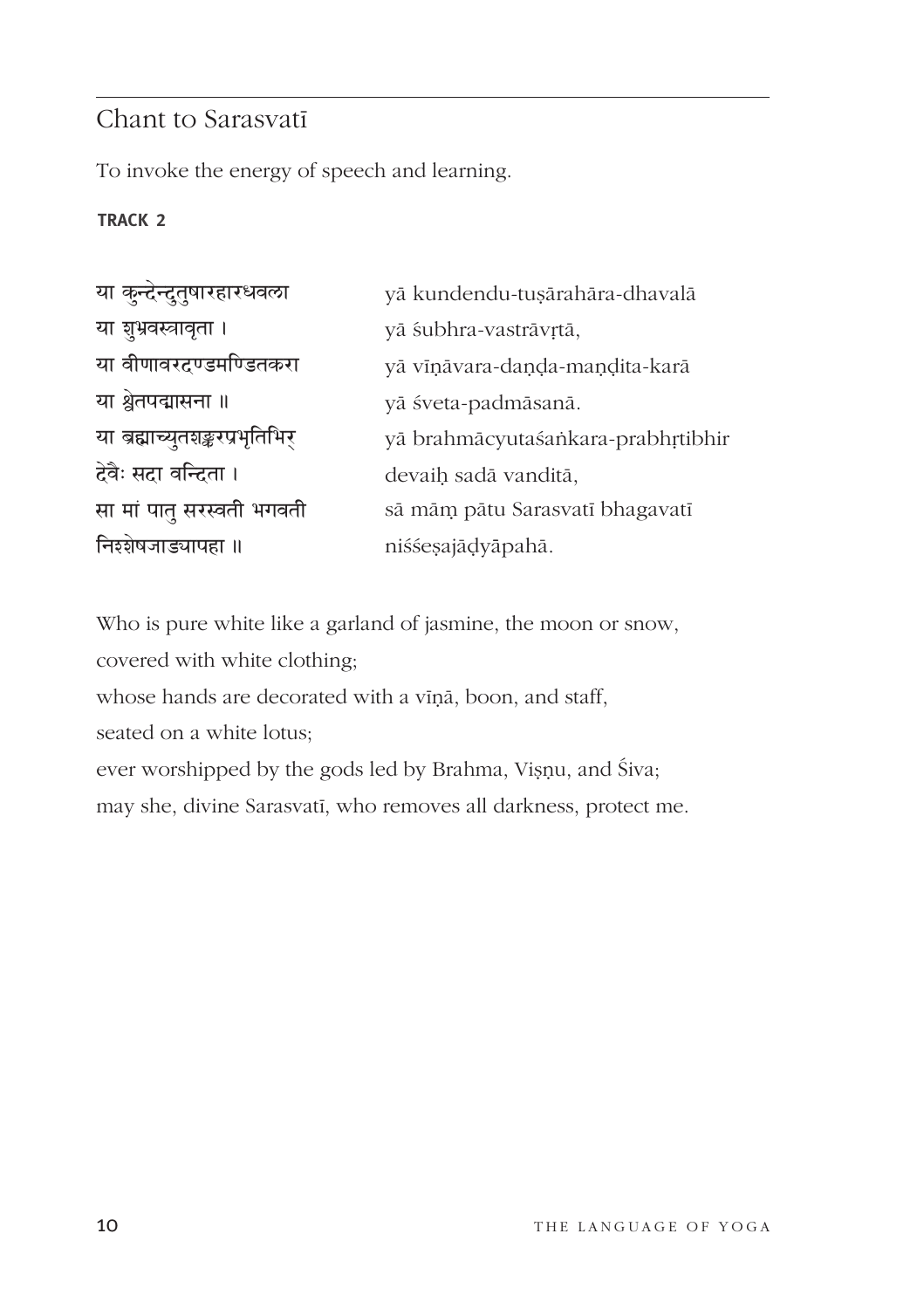## Chant to Sarasvatī

To invoke the energy of speech and learning.

**TRACK 2**

| | |
|---|---|
| या कुन्देन्दुतुषारहारधवला | yā kundendu-tuṣārahāra-dhavalā |
| या शुभ्रवस्त्रावृता । | yā śubhra-vastrāvṛtā, |
| या वीणावरदण्डमण्डितकरा | yā vīṇāvara-daṇḍa-maṇḍita-karā |
| या श्वेतपद्मासना ॥ | yā śveta-padmāsanā. |
| या ब्रह्माच्युतशङ्करप्रभृतिभिर् | yā brahmācyutaśaṅkara-prabhṛtibhir |
| देवैः सदा वन्दिता । | devaiḥ sadā vanditā, |
| सा मां पातु सरस्वती भगवती | sā māṃ pātu Sarasvatī bhagavatī |
| निश्शेषजाड्यापहा ॥ | niśśeṣajāḍyāpahā. |

Who is pure white like a garland of jasmine, the moon or snow,
covered with white clothing;
whose hands are decorated with a vīṇā, boon, and staff,
seated on a white lotus;
ever worshipped by the gods led by Brahma, Viṣṇu, and Śiva;
may she, divine Sarasvatī, who removes all darkness, protect me.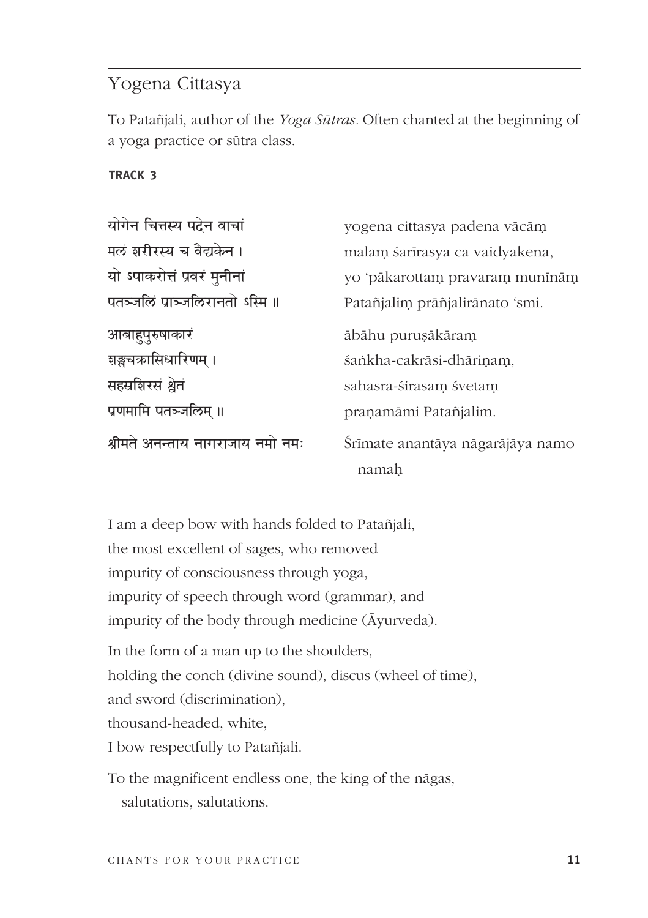## Yogena Cittasya

To Patañjali, author of the *Yoga Sūtras*. Often chanted at the beginning of a yoga practice or sūtra class.

**TRACK 3**

| | |
|---|---|
| योगेन चित्तस्य पदेन वाचां | yogena cittasya padena vācāṃ |
| मलं शरीरस्य च वैद्यकेन । | malaṃ śarīrasya ca vaidyakena, |
| यो ऽपाकरोत्तं प्रवरं मुनीनां | yo 'pākarottaṃ pravaraṃ munīnāṃ |
| पतञ्जलिं प्राञ्जलिरानतो ऽस्मि ॥ | Patañjaliṃ prāñjalirānato 'smi. |
| आबाहुपुरुषाकारं | ābāhu puruṣākāraṃ |
| शङ्खचक्रासिधारिणम् । | śaṅkha-cakrāsi-dhāriṇaṃ, |
| सहस्रशिरसं श्वेतं | sahasra-śirasaṃ śvetaṃ |
| प्रणमामि पतञ्जलिम् ॥ | praṇamāmi Patañjalim. |
| श्रीमते अनन्ताय नागराजाय नमो नमः | Śrīmate anantāya nāgarājāya namo namaḥ |

I am a deep bow with hands folded to Patañjali,
the most excellent of sages, who removed
impurity of consciousness through yoga,
impurity of speech through word (grammar), and
impurity of the body through medicine (Āyurveda).

In the form of a man up to the shoulders,
holding the conch (divine sound), discus (wheel of time),
and sword (discrimination),
thousand-headed, white,
I bow respectfully to Patañjali.

To the magnificent endless one, the king of the nāgas,
salutations, salutations.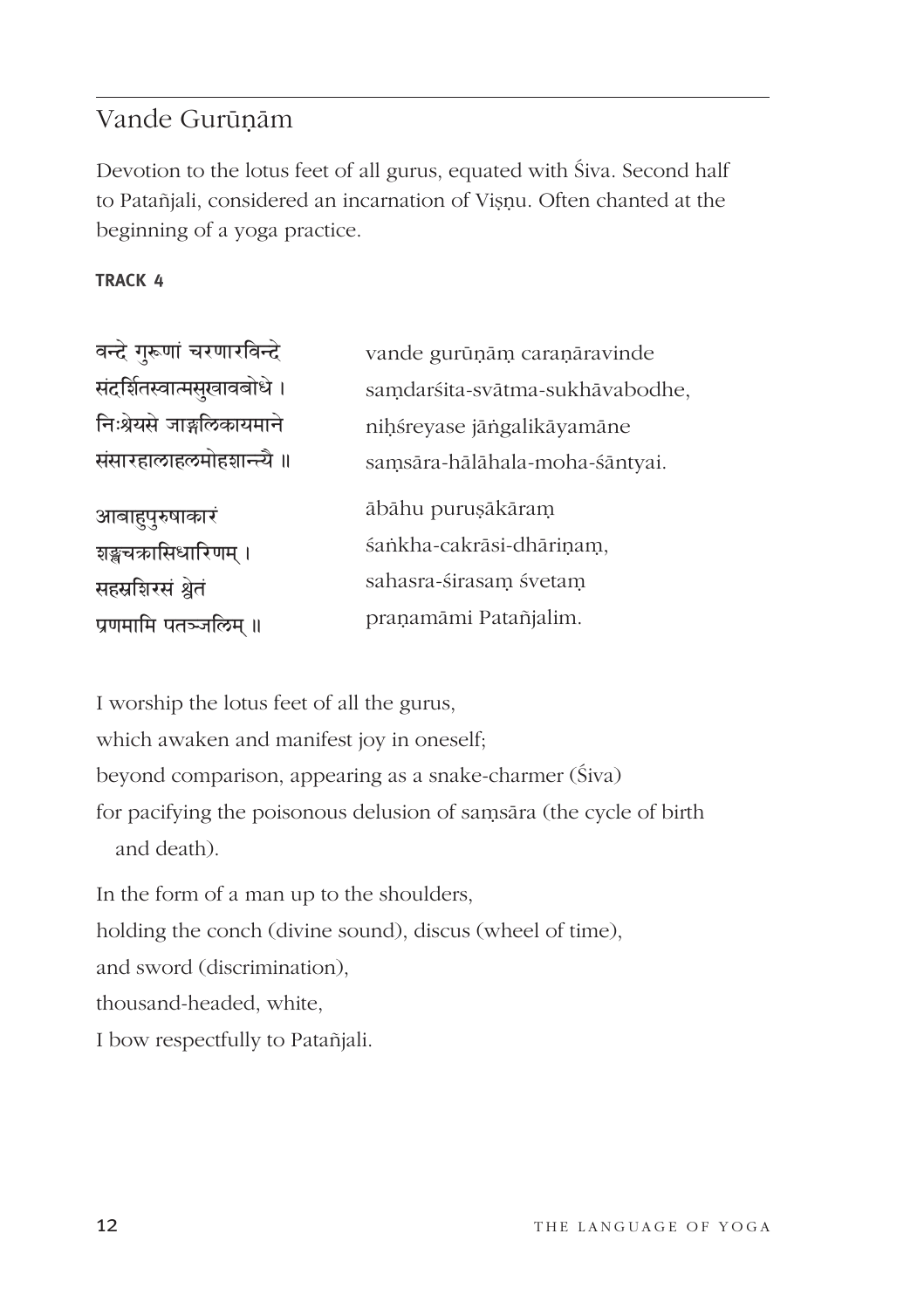## Vande Gurūṇām

Devotion to the lotus feet of all gurus, equated with Śiva. Second half to Patañjali, considered an incarnation of Viṣṇu. Often chanted at the beginning of a yoga practice.

**TRACK 4**

| | |
|---|---|
| वन्दे गुरूणां चरणारविन्दे | vande gurūṇāṃ caraṇāravinde |
| संदर्शितस्वात्मसुखावबोधे । | saṃdarśita-svātma-sukhāvabodhe, |
| निःश्रेयसे जाङ्गलिकायमाने | niḥśreyase jāṅgalikāyamāne |
| संसारहालाहलमोहशान्त्यै ॥ | saṃsāra-hālāhala-moha-śāntyai. |
| आबाहुपुरुषाकारं | ābāhu puruṣākāraṃ |
| शङ्खचक्रासिधारिणम् । | śaṅkha-cakrāsi-dhāriṇaṃ, |
| सहस्रशिरसं श्वेतं | sahasra-śirasaṃ śvetaṃ |
| प्रणमामि पतञ्जलिम् ॥ | praṇamāmi Patañjalim. |

I worship the lotus feet of all the gurus,
which awaken and manifest joy in oneself;
beyond comparison, appearing as a snake-charmer (Śiva)
for pacifying the poisonous delusion of saṃsāra (the cycle of birth and death).

In the form of a man up to the shoulders,
holding the conch (divine sound), discus (wheel of time),
and sword (discrimination),
thousand-headed, white,
I bow respectfully to Patañjali.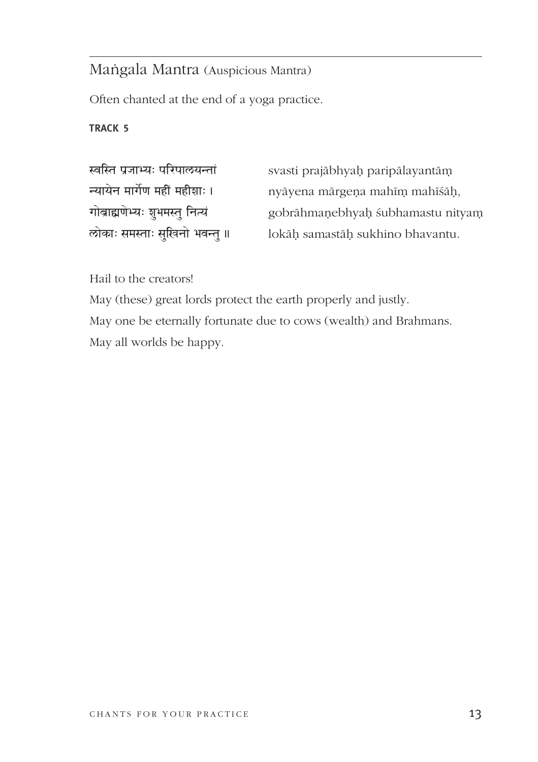## Maṅgala Mantra (Auspicious Mantra)

Often chanted at the end of a yoga practice.

**TRACK 5**

स्वस्ति प्रजाभ्यः परिपालयन्तां
न्यायेन मार्गेण महीं महीशाः ।
गोब्राह्मणेभ्यः शुभमस्तु नित्यं
लोकाः समस्ताः सुखिनो भवन्तु ॥

svasti prajābhyaḥ paripālayantāṃ
nyāyena mārgeṇa mahīṃ mahīśāḥ,
gobrāhmaṇebhyaḥ śubhamastu nityaṃ
lokāḥ samastāḥ sukhino bhavantu.

Hail to the creators!
May (these) great lords protect the earth properly and justly.
May one be eternally fortunate due to cows (wealth) and Brahmans.
May all worlds be happy.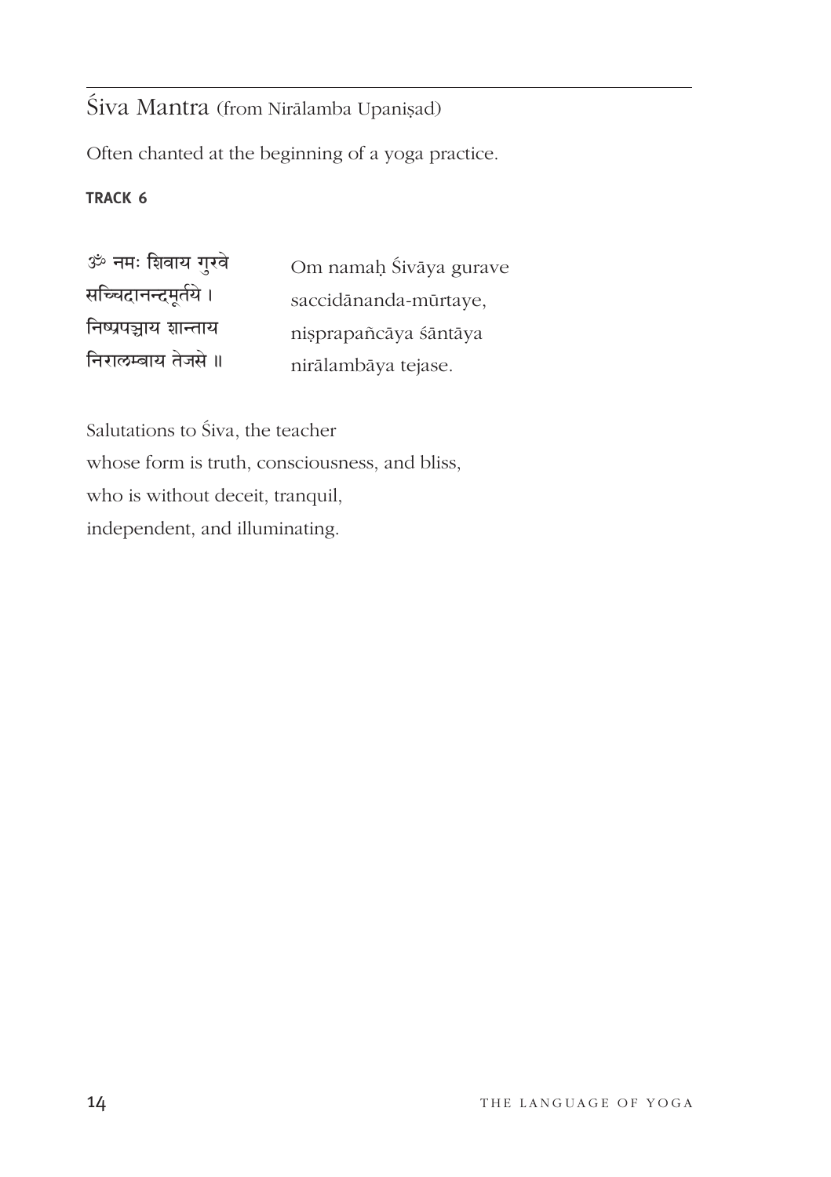## Śiva Mantra (from Nirālamba Upaniṣad)

Often chanted at the beginning of a yoga practice.

**TRACK 6**

| | |
|---|---|
| ॐ नमः शिवाय गुरवे | Om namaḥ Śivāya gurave |
| सच्चिदानन्दमूर्तये । | saccidānanda-mūrtaye, |
| निष्प्रपञ्चाय शान्ताय | niṣprapañcāya śāntāya |
| निरालम्बाय तेजसे ॥ | nirālambāya tejase. |

Salutations to Śiva, the teacher
whose form is truth, consciousness, and bliss,
who is without deceit, tranquil,
independent, and illuminating.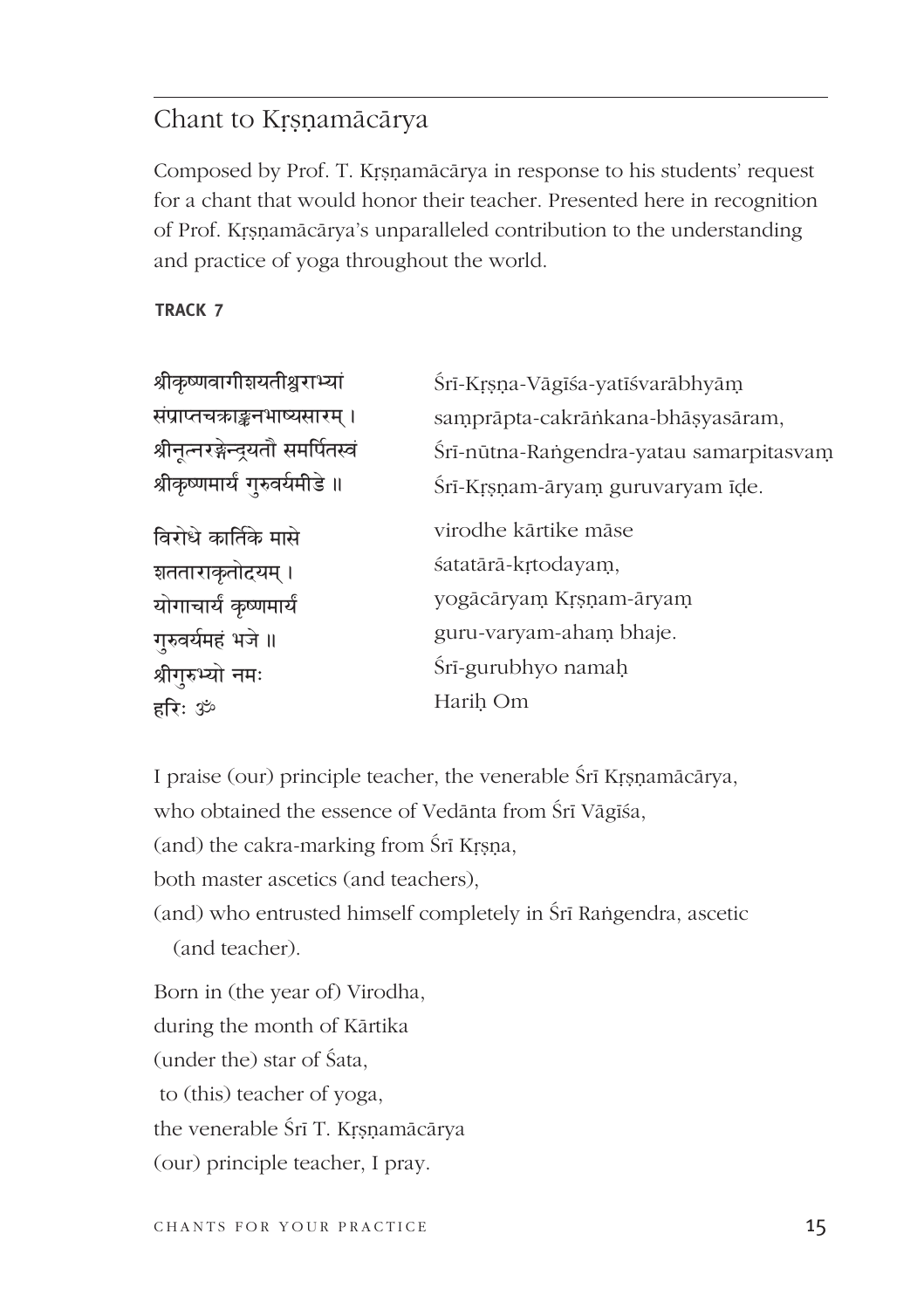## Chant to Kṛṣṇamācārya

Composed by Prof. T. Kṛṣṇamācārya in response to his students' request for a chant that would honor their teacher. Presented here in recognition of Prof. Kṛṣṇamācārya's unparalleled contribution to the understanding and practice of yoga throughout the world.

**TRACK 7**

| | |
|---|---|
| श्रीकृष्णवागीशयतीश्वराभ्यां | Śrī-Kṛṣṇa-Vāgīśa-yatīśvarābhyām |
| संप्राप्तचक्राङ्कनभाष्यसारम् । | samprāpta-cakrāṅkana-bhāṣyasāram, |
| श्रीनूत्नरङ्गेन्द्रयतौ समर्पितस्वं | Śrī-nūtna-Raṅgendra-yatau samarpitasvam |
| श्रीकृष्णमार्यं गुरुवर्यमीडे ॥ | Śrī-Kṛṣṇam-āryam guruvaryam īḍe. |
| विरोधे कार्तिके मासे | virodhe kārtike māse |
| शतताराकृतोदयम् । | śatatārā-kṛtodayam, |
| योगाचार्यं कृष्णमार्यं | yogācāryam Kṛṣṇam-āryam |
| गुरुवर्यमहं भजे ॥ | guru-varyam-aham bhaje. |
| श्रीगुरुभ्यो नमः | Śrī-gurubhyo namaḥ |
| हरिः ॐ | Hariḥ Om |

I praise (our) principle teacher, the venerable Śrī Kṛṣṇamācārya,
who obtained the essence of Vedānta from Śrī Vāgīśa,
(and) the cakra-marking from Śrī Kṛṣṇa,
both master ascetics (and teachers),
(and) who entrusted himself completely in Śrī Raṅgendra, ascetic (and teacher).

Born in (the year of) Virodha,
during the month of Kārtika
(under the) star of Śata,
to (this) teacher of yoga,
the venerable Śrī T. Kṛṣṇamācārya
(our) principle teacher, I pray.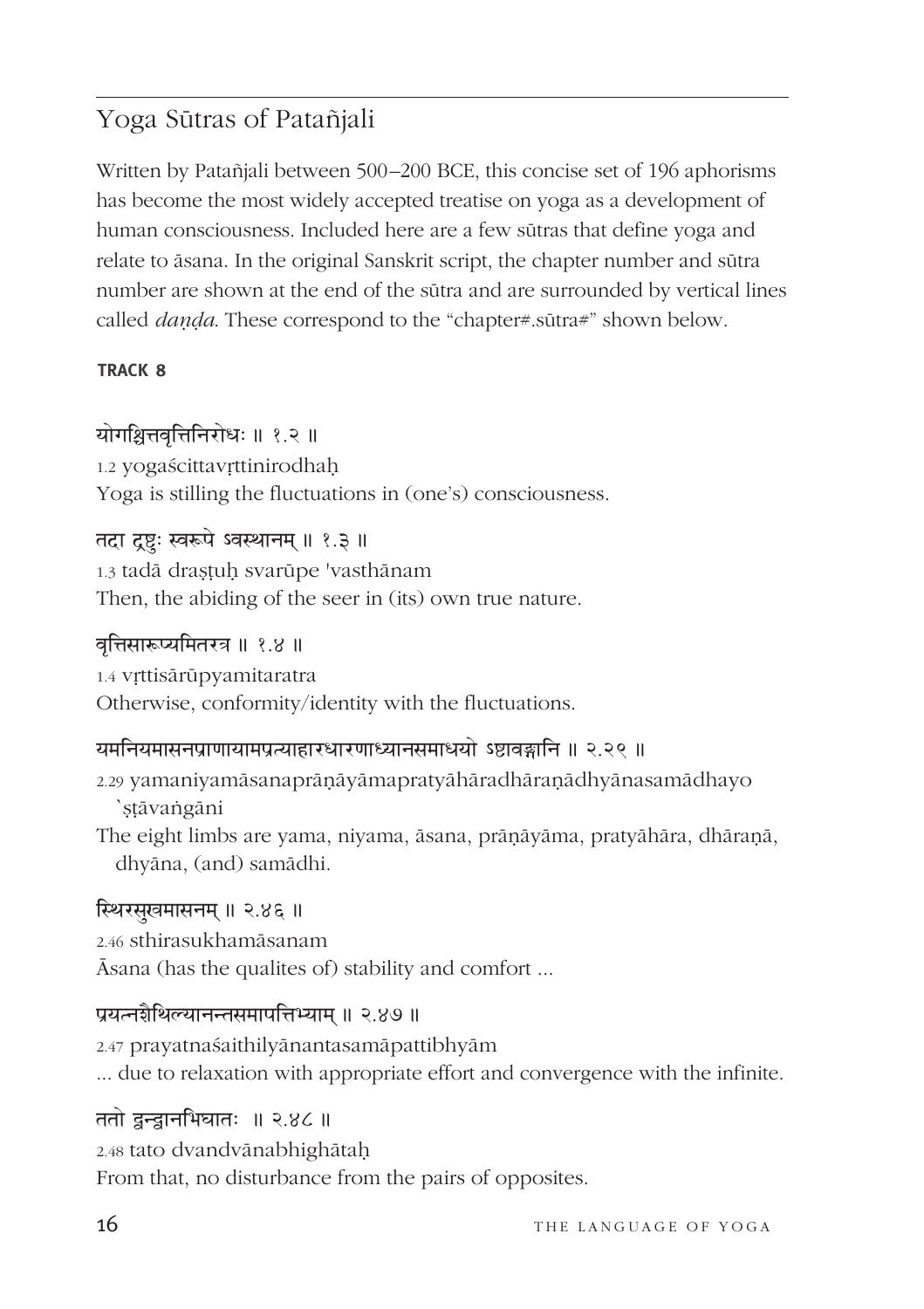## Yoga Sūtras of Patañjali

Written by Patañjali between 500–200 BCE, this concise set of 196 aphorisms has become the most widely accepted treatise on yoga as a development of human consciousness. Included here are a few sūtras that define yoga and relate to āsana. In the original Sanskrit script, the chapter number and sūtra number are shown at the end of the sūtra and are surrounded by vertical lines called *daṇḍa*. These correspond to the "chapter#.sūtra#" shown below.

**TRACK 8**

योगश्चित्तवृत्तिनिरोधः ॥ १.२ ॥
1.2 yogaścittavṛttinirodhaḥ
Yoga is stilling the fluctuations in (one's) consciousness.

तदा द्रष्टुः स्वरूपे ऽवस्थानम् ॥ १.३ ॥
1.3 tadā draṣṭuḥ svarūpe 'vasthānam
Then, the abiding of the seer in (its) own true nature.

वृत्तिसारूप्यमितरत्र ॥ १.४ ॥
1.4 vṛttisārūpyamitaratra
Otherwise, conformity/identity with the fluctuations.

यमनियमासनप्राणायामप्रत्याहारधारणाध्यानसमाधयो ऽष्टावङ्गानि ॥ २.२९ ॥
2.29 yamaniyamāsanaprāṇāyāmapratyāhāradhāraṇādhyānasamādhayo `ṣṭāvaṅgāni
The eight limbs are yama, niyama, āsana, prāṇāyāma, pratyāhāra, dhāraṇā, dhyāna, (and) samādhi.

स्थिरसुखमासनम् ॥ २.४६ ॥
2.46 sthirasukhamāsanam
Āsana (has the qualites of) stability and comfort ...

प्रयत्नशैथिल्यानन्तसमापत्तिभ्याम् ॥ २.४७ ॥
2.47 prayatnaśaithilyānantasamāpattibhyām
... due to relaxation with appropriate effort and convergence with the infinite.

ततो द्वन्द्वानभिघातः ॥ २.४८ ॥
2.48 tato dvandvānabhighātaḥ
From that, no disturbance from the pairs of opposites.